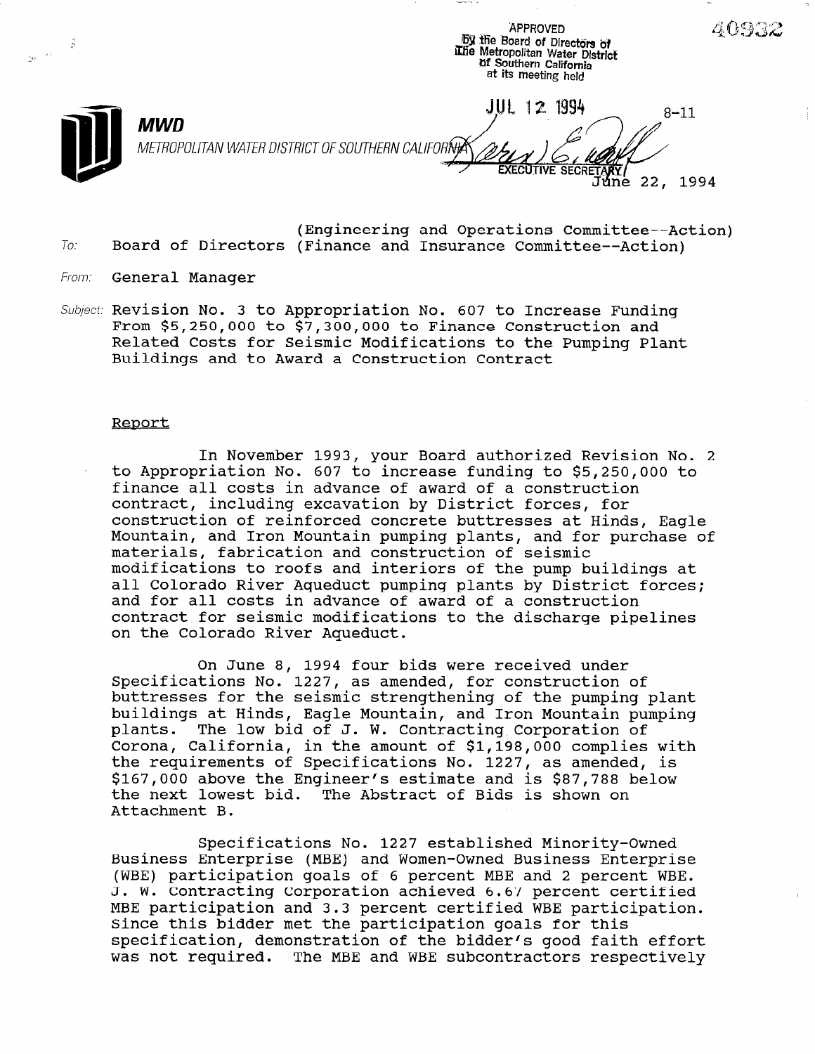APPROVED
By the Board of Directors of
the Metropolitan Water District
of Southern California
at its meeting held

JUL 12 1994

EXECUTIVE SECRETARY

40932

8-11

**MWD**

METROPOLITAN WATER DISTRICT OF SOUTHERN CALIFORNIA

June 22, 1994

To: Board of Directors (Engineering and Operations Committee--Action)
(Finance and Insurance Committee--Action)

From: General Manager

Subject: Revision No. 3 to Appropriation No. 607 to Increase Funding From \$5,250,000 to \$7,300,000 to Finance Construction and Related Costs for Seismic Modifications to the Pumping Plant Buildings and to Award a Construction Contract

## Report

In November 1993, your Board authorized Revision No. 2 to Appropriation No. 607 to increase funding to \$5,250,000 to finance all costs in advance of award of a construction contract, including excavation by District forces, for construction of reinforced concrete buttresses at Hinds, Eagle Mountain, and Iron Mountain pumping plants, and for purchase of materials, fabrication and construction of seismic modifications to roofs and interiors of the pump buildings at all Colorado River Aqueduct pumping plants by District forces; and for all costs in advance of award of a construction contract for seismic modifications to the discharge pipelines on the Colorado River Aqueduct.

On June 8, 1994 four bids were received under Specifications No. 1227, as amended, for construction of buttresses for the seismic strengthening of the pumping plant buildings at Hinds, Eagle Mountain, and Iron Mountain pumping plants. The low bid of J. W. Contracting Corporation of Corona, California, in the amount of \$1,198,000 complies with the requirements of Specifications No. 1227, as amended, is \$167,000 above the Engineer's estimate and is \$87,788 below the next lowest bid. The Abstract of Bids is shown on Attachment B.

Specifications No. 1227 established Minority-Owned Business Enterprise (MBE) and Women-Owned Business Enterprise (WBE) participation goals of 6 percent MBE and 2 percent WBE. J. W. Contracting Corporation achieved 6.67 percent certified MBE participation and 3.3 percent certified WBE participation. Since this bidder met the participation goals for this specification, demonstration of the bidder's good faith effort was not required. The MBE and WBE subcontractors respectively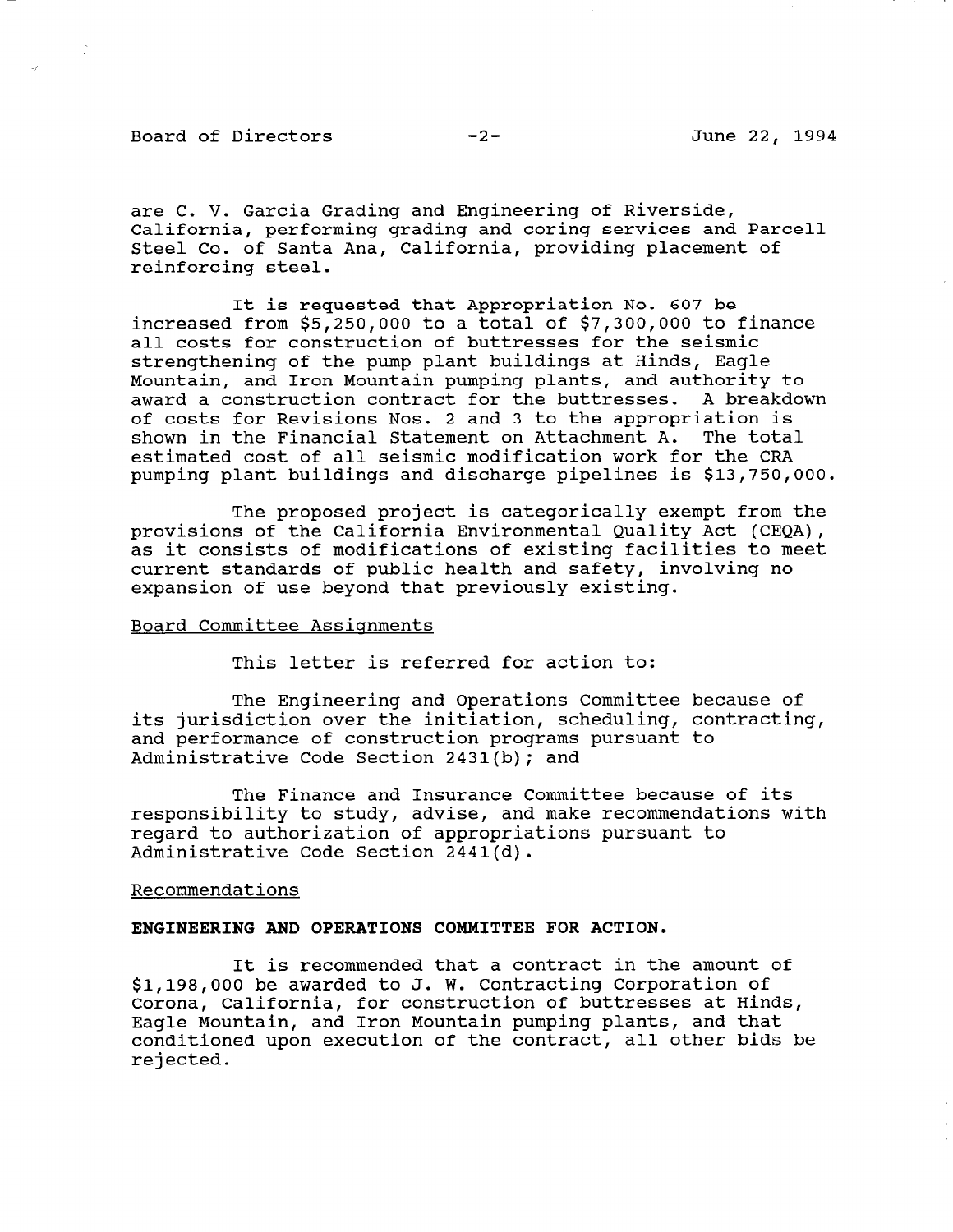are C. V. Garcia Grading and Engineering of Riverside, California, performing grading and coring services and Parcell Steel Co. of Santa Ana, California, providing placement of reinforcing steel.

It is requested that Appropriation No. 607 be increased from $5,250,000 to a total of $7,300,000 to finance all costs for construction of buttresses for the seismic strengthening of the pump plant buildings at Hinds, Eagle Mountain, and Iron Mountain pumping plants, and authority to award a construction contract for the buttresses. A breakdown of costs for Revisions Nos. 2 and 3 to the appropriation is shown in the Financial Statement on Attachment A. The total estimated cost of all seismic modification work for the CRA pumping plant buildings and discharge pipelines is $13,750,000.

The proposed project is categorically exempt from the provisions of the California Environmental Quality Act (CEQA), as it consists of modifications of existing facilities to meet current standards of public health and safety, involving no expansion of use beyond that previously existing.

Board Committee Assignments

This letter is referred for action to:

The Engineering and Operations Committee because of its jurisdiction over the initiation, scheduling, contracting, and performance of construction programs pursuant to Administrative Code Section 2431(b); and

The Finance and Insurance Committee because of its responsibility to study, advise, and make recommendations with regard to authorization of appropriations pursuant to Administrative Code Section 2441(d).

Recommendations

**ENGINEERING AND OPERATIONS COMMITTEE FOR ACTION.**

It is recommended that a contract in the amount of $1,198,000 be awarded to J. W. Contracting Corporation of Corona, California, for construction of buttresses at Hinds, Eagle Mountain, and Iron Mountain pumping plants, and that conditioned upon execution of the contract, all other bids be rejected.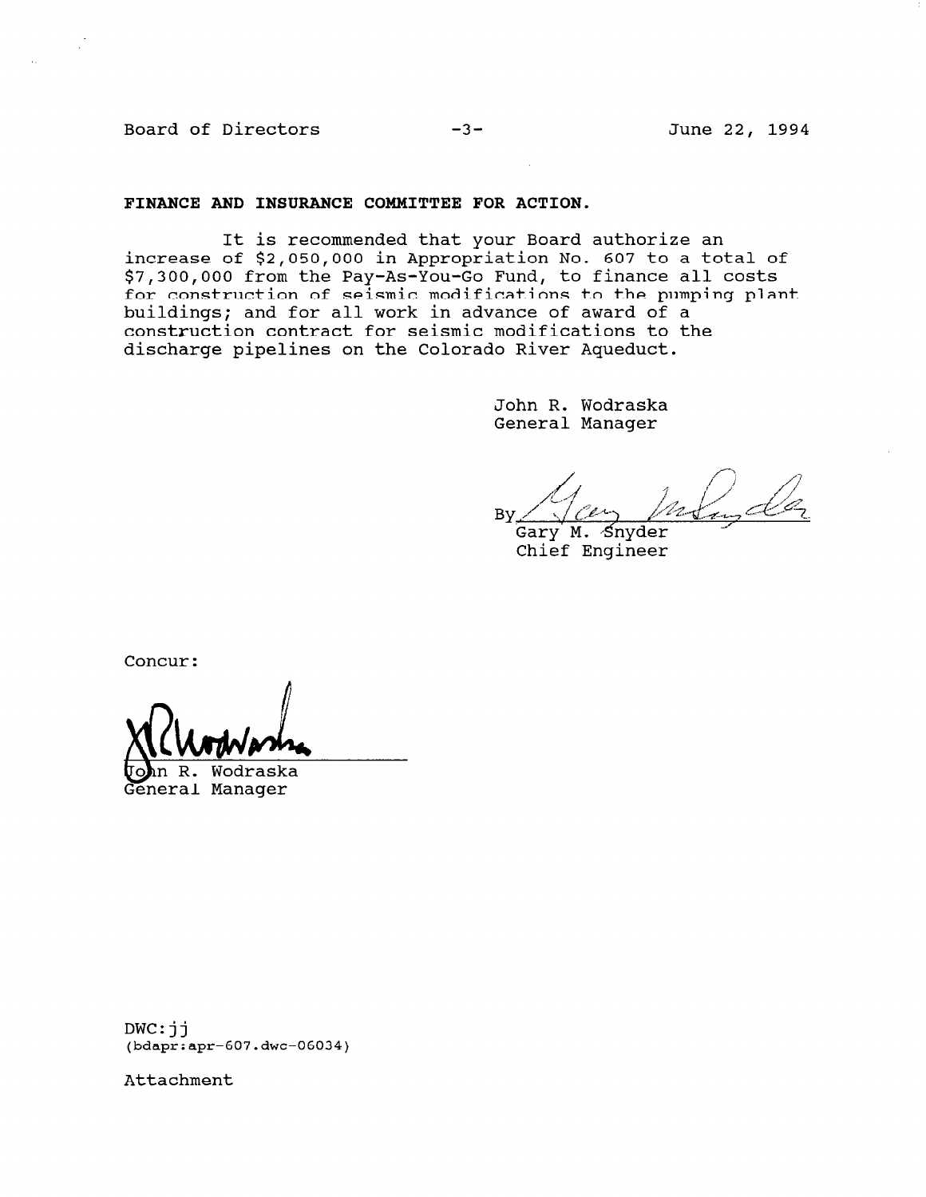**FINANCE AND INSURANCE COMMITTEE FOR ACTION.**

It is recommended that your Board authorize an increase of $2,050,000 in Appropriation No. 607 to a total of $7,300,000 from the Pay-As-You-Go Fund, to finance all costs for construction of seismic modifications to the pumping plant buildings; and for all work in advance of award of a construction contract for seismic modifications to the discharge pipelines on the Colorado River Aqueduct.

John R. Wodraska
General Manager

By [signature]
Gary M. Snyder
Chief Engineer

Concur:

[signature]
John R. Wodraska
General Manager

DWC:jj
(bdapr:apr-607.dwc-06034)

Attachment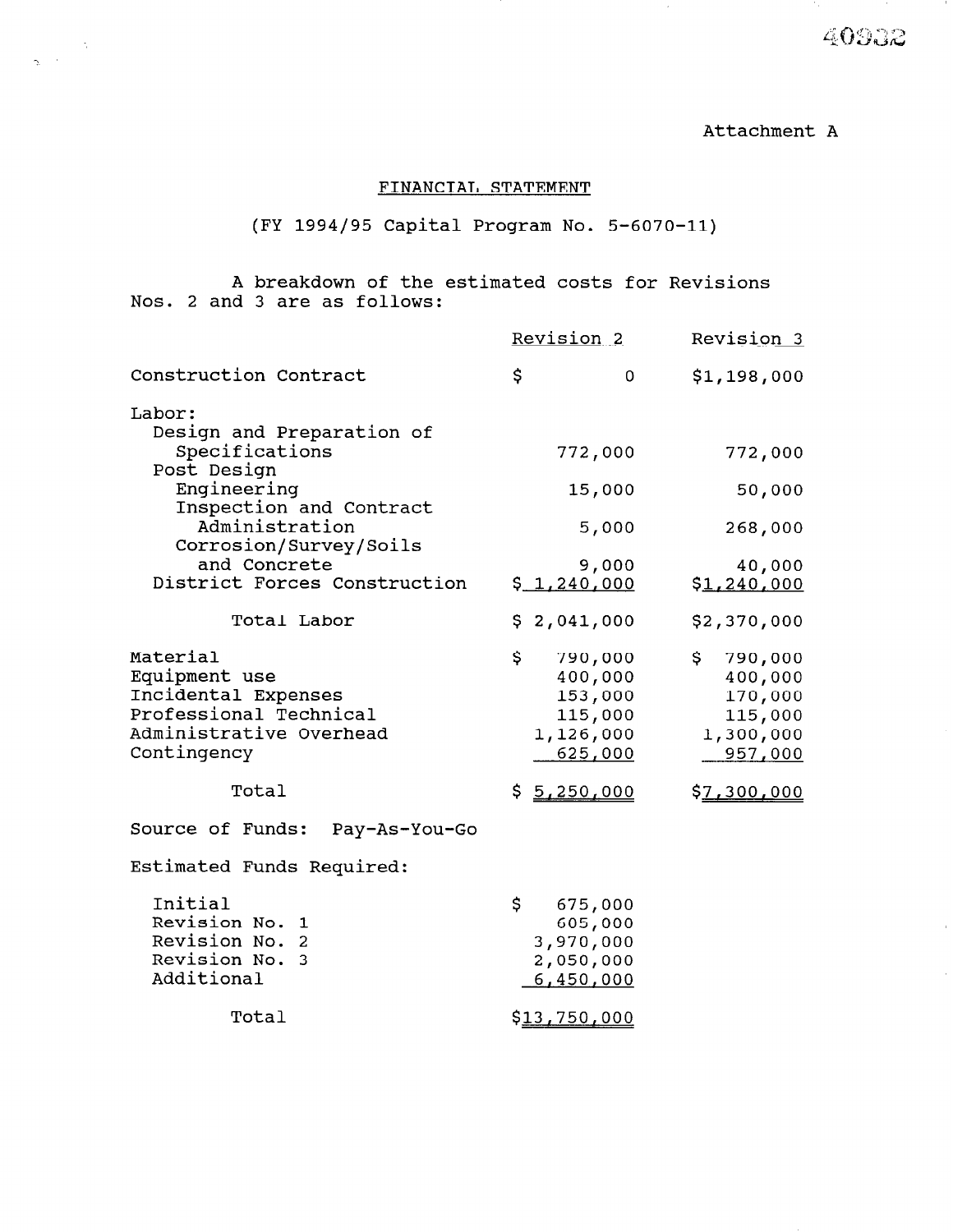Attachment A

# FINANCIAL STATEMENT

(FY 1994/95 Capital Program No. 5-6070-11)

A breakdown of the estimated costs for Revisions Nos. 2 and 3 are as follows:

| | Revision 2 | Revision 3 |
|---|---|---|
| Construction Contract | $ 0 | $1,198,000 |
| Labor: | | |
| Design and Preparation of Specifications | 772,000 | 772,000 |
| Post Design | | |
| Engineering | 15,000 | 50,000 |
| Inspection and Contract Administration | 5,000 | 268,000 |
| Corrosion/Survey/Soils and Concrete | 9,000 | 40,000 |
| District Forces Construction | $ 1,240,000 | $1,240,000 |
| Total Labor | $ 2,041,000 | $2,370,000 |
| Material | $ 790,000 | $ 790,000 |
| Equipment use | 400,000 | 400,000 |
| Incidental Expenses | 153,000 | 170,000 |
| Professional Technical | 115,000 | 115,000 |
| Administrative Overhead | 1,126,000 | 1,300,000 |
| Contingency | 625,000 | 957,000 |
| Total | $ 5,250,000 | $7,300,000 |

Source of Funds: Pay-As-You-Go

Estimated Funds Required:

| | |
|---|---|
| Initial | $ 675,000 |
| Revision No. 1 | 605,000 |
| Revision No. 2 | 3,970,000 |
| Revision No. 3 | 2,050,000 |
| Additional | 6,450,000 |
| Total | $13,750,000 |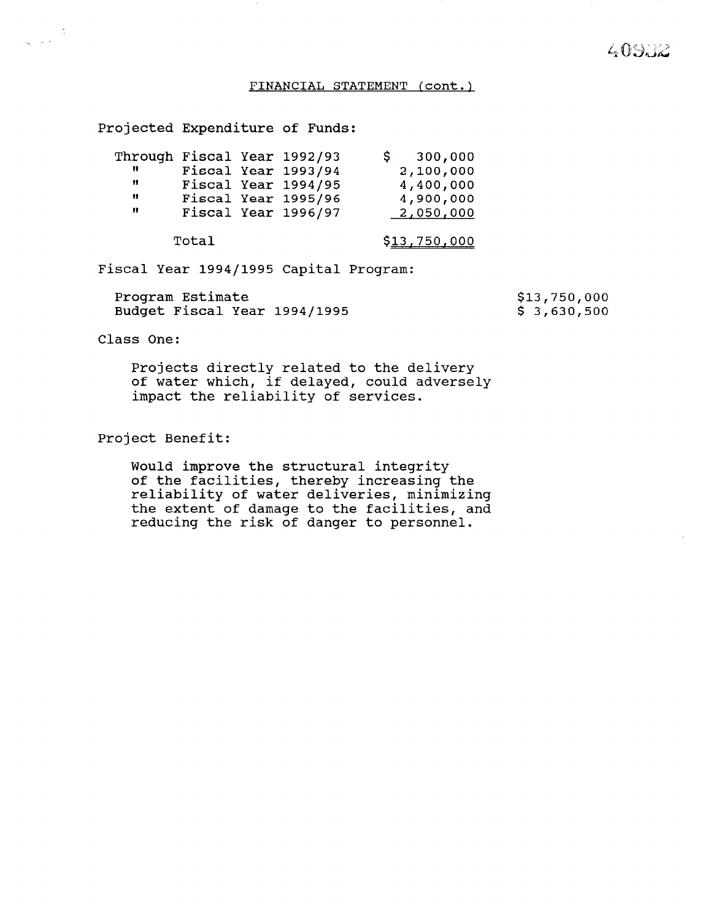FINANCIAL STATEMENT (cont.)

Projected Expenditure of Funds:

| | |
|---|---|
| Through Fiscal Year 1992/93 | $ 300,000 |
| " Fiscal Year 1993/94 | 2,100,000 |
| " Fiscal Year 1994/95 | 4,400,000 |
| " Fiscal Year 1995/96 | 4,900,000 |
| " Fiscal Year 1996/97 | 2,050,000 |
| Total | $13,750,000 |

Fiscal Year 1994/1995 Capital Program:

| | |
|---|---|
| Program Estimate | $13,750,000 |
| Budget Fiscal Year 1994/1995 | $ 3,630,500 |

Class One:

Projects directly related to the delivery of water which, if delayed, could adversely impact the reliability of services.

Project Benefit:

Would improve the structural integrity of the facilities, thereby increasing the reliability of water deliveries, minimizing the extent of damage to the facilities, and reducing the risk of danger to personnel.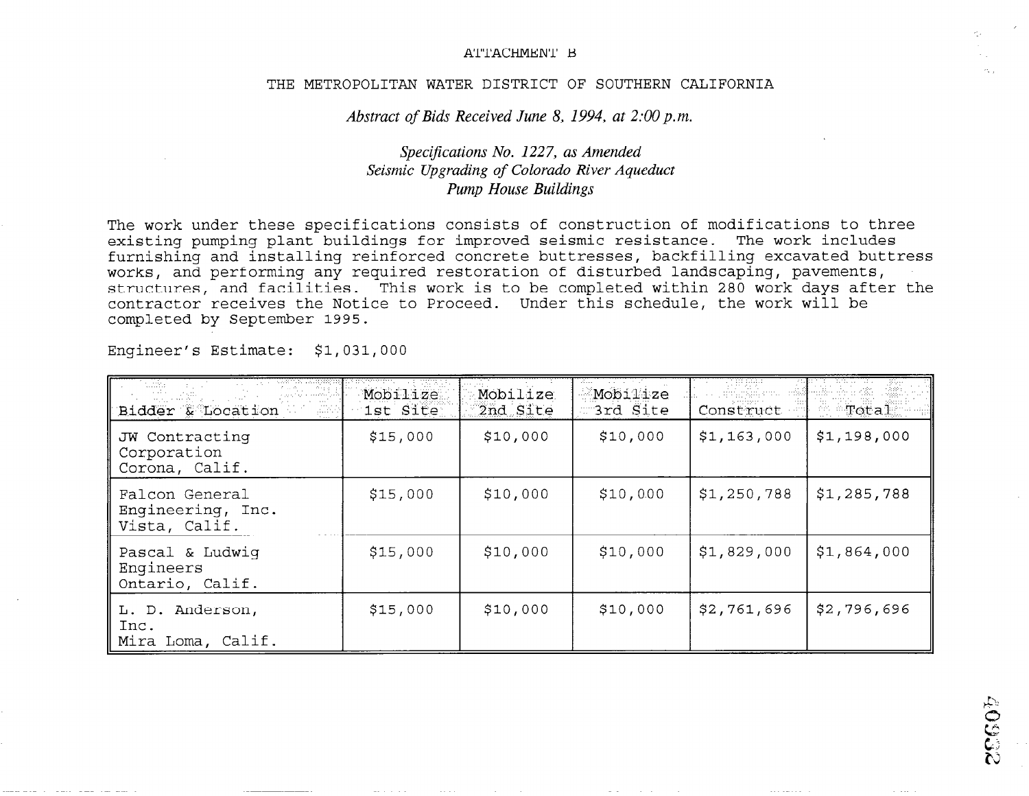ATTACHMENT B

# THE METROPOLITAN WATER DISTRICT OF SOUTHERN CALIFORNIA

*Abstract of Bids Received June 8, 1994, at 2:00 p.m.*

*Specifications No. 1227, as Amended*
*Seismic Upgrading of Colorado River Aqueduct*
*Pump House Buildings*

The work under these specifications consists of construction of modifications to three existing pumping plant buildings for improved seismic resistance. The work includes furnishing and installing reinforced concrete buttresses, backfilling excavated buttress works, and performing any required restoration of disturbed landscaping, pavements, structures, and facilities. This work is to be completed within 280 work days after the contractor receives the Notice to Proceed. Under this schedule, the work will be completed by September 1995.

Engineer's Estimate: $1,031,000

| Bidder & Location | Mobilize 1st Site | Mobilize 2nd Site | Mobilize 3rd Site | Construct | Total |
|---|---|---|---|---|---|
| JW Contracting Corporation Corona, Calif. | $15,000 | $10,000 | $10,000 | $1,163,000 | $1,198,000 |
| Falcon General Engineering, Inc. Vista, Calif. | $15,000 | $10,000 | $10,000 | $1,250,788 | $1,285,788 |
| Pascal & Ludwig Engineers Ontario, Calif. | $15,000 | $10,000 | $10,000 | $1,829,000 | $1,864,000 |
| L. D. Anderson, Inc. Mira Loma, Calif. | $15,000 | $10,000 | $10,000 | $2,761,696 | $2,796,696 |